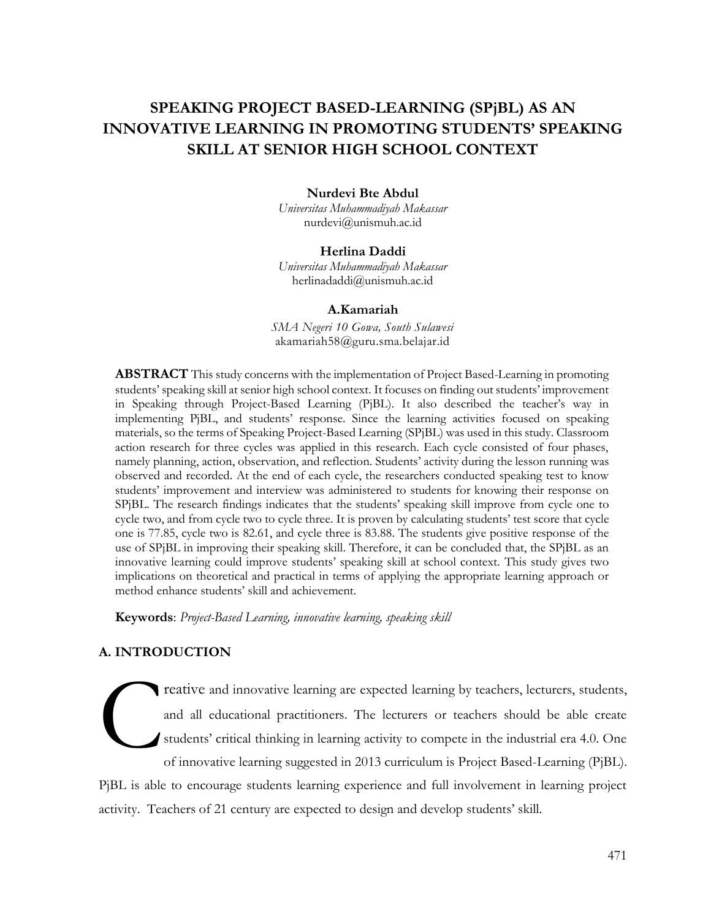# SPEAKING PROJECT BASED-LEARNING (SPjBL) AS AN INNOVATIVE LEARNING IN PROMOTING STUDENTS' SPEAKING SKILL AT SENIOR HIGH SCHOOL CONTEXT

**Nurdevi Bte Abdul**
*Universitas Muhammadiyah Makassar*
nurdevi@unismuh.ac.id

**Herlina Daddi**
*Universitas Muhammadiyah Makassar*
herlinadaddi@unismuh.ac.id

**A.Kamariah**
*SMA Negeri 10 Gowa, South Sulawesi*
akamariah58@guru.sma.belajar.id

**ABSTRACT** This study concerns with the implementation of Project Based-Learning in promoting students' speaking skill at senior high school context. It focuses on finding out students' improvement in Speaking through Project-Based Learning (PjBL). It also described the teacher's way in implementing PjBL, and students' response. Since the learning activities focused on speaking materials, so the terms of Speaking Project-Based Learning (SPjBL) was used in this study. Classroom action research for three cycles was applied in this research. Each cycle consisted of four phases, namely planning, action, observation, and reflection. Students' activity during the lesson running was observed and recorded. At the end of each cycle, the researchers conducted speaking test to know students' improvement and interview was administered to students for knowing their response on SPjBL. The research findings indicates that the students' speaking skill improve from cycle one to cycle two, and from cycle two to cycle three. It is proven by calculating students' test score that cycle one is 77.85, cycle two is 82.61, and cycle three is 83.88. The students give positive response of the use of SPjBL in improving their speaking skill. Therefore, it can be concluded that, the SPjBL as an innovative learning could improve students' speaking skill at school context. This study gives two implications on theoretical and practical in terms of applying the appropriate learning approach or method enhance students' skill and achievement.

**Keywords**: *Project-Based Learning, innovative learning, speaking skill*

## A. INTRODUCTION

Creative and innovative learning are expected learning by teachers, lecturers, students, and all educational practitioners. The lecturers or teachers should be able create students' critical thinking in learning activity to compete in the industrial era 4.0. One of innovative learning suggested in 2013 curriculum is Project Based-Learning (PjBL). PjBL is able to encourage students learning experience and full involvement in learning project activity. Teachers of 21 century are expected to design and develop students' skill.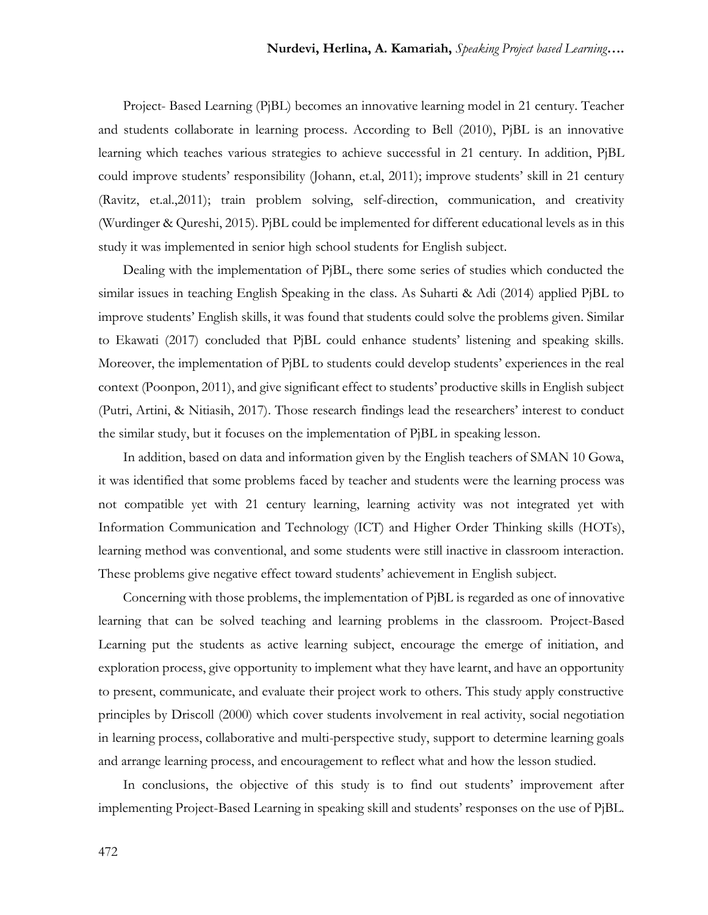Project- Based Learning (PjBL) becomes an innovative learning model in 21 century. Teacher and students collaborate in learning process. According to Bell (2010), PjBL is an innovative learning which teaches various strategies to achieve successful in 21 century. In addition, PjBL could improve students' responsibility (Johann, et.al, 2011); improve students' skill in 21 century (Ravitz, et.al.,2011); train problem solving, self-direction, communication, and creativity (Wurdinger & Qureshi, 2015). PjBL could be implemented for different educational levels as in this study it was implemented in senior high school students for English subject.

Dealing with the implementation of PjBL, there some series of studies which conducted the similar issues in teaching English Speaking in the class. As Suharti & Adi (2014) applied PjBL to improve students' English skills, it was found that students could solve the problems given. Similar to Ekawati (2017) concluded that PjBL could enhance students' listening and speaking skills. Moreover, the implementation of PjBL to students could develop students' experiences in the real context (Poonpon, 2011), and give significant effect to students' productive skills in English subject (Putri, Artini, & Nitiasih, 2017). Those research findings lead the researchers' interest to conduct the similar study, but it focuses on the implementation of PjBL in speaking lesson.

In addition, based on data and information given by the English teachers of SMAN 10 Gowa, it was identified that some problems faced by teacher and students were the learning process was not compatible yet with 21 century learning, learning activity was not integrated yet with Information Communication and Technology (ICT) and Higher Order Thinking skills (HOTs), learning method was conventional, and some students were still inactive in classroom interaction. These problems give negative effect toward students' achievement in English subject.

Concerning with those problems, the implementation of PjBL is regarded as one of innovative learning that can be solved teaching and learning problems in the classroom. Project-Based Learning put the students as active learning subject, encourage the emerge of initiation, and exploration process, give opportunity to implement what they have learnt, and have an opportunity to present, communicate, and evaluate their project work to others. This study apply constructive principles by Driscoll (2000) which cover students involvement in real activity, social negotiation in learning process, collaborative and multi-perspective study, support to determine learning goals and arrange learning process, and encouragement to reflect what and how the lesson studied.

In conclusions, the objective of this study is to find out students' improvement after implementing Project-Based Learning in speaking skill and students' responses on the use of PjBL.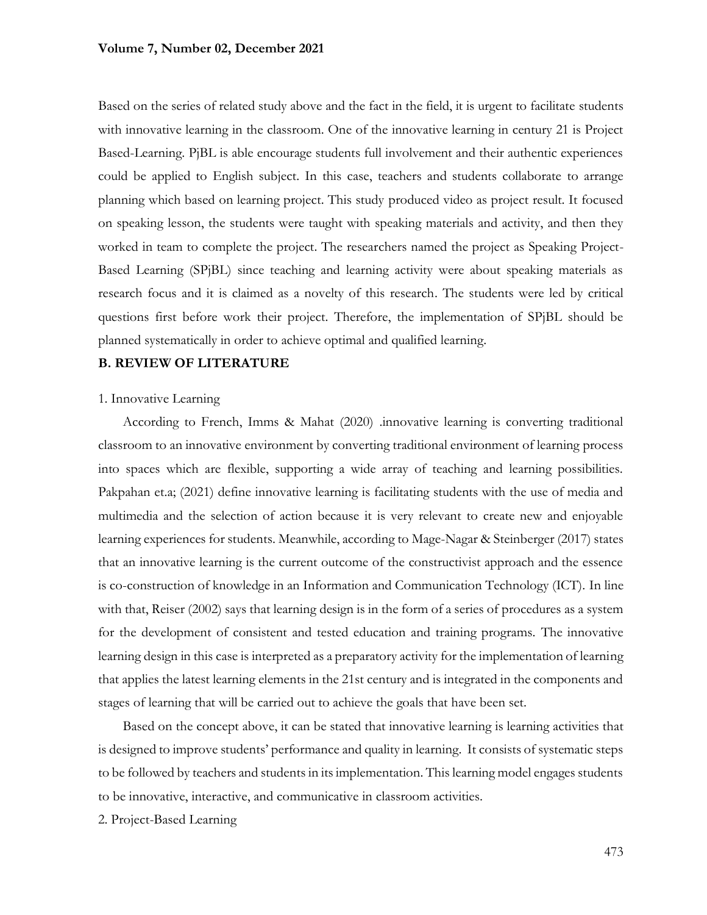Based on the series of related study above and the fact in the field, it is urgent to facilitate students with innovative learning in the classroom. One of the innovative learning in century 21 is Project Based-Learning. PjBL is able encourage students full involvement and their authentic experiences could be applied to English subject. In this case, teachers and students collaborate to arrange planning which based on learning project. This study produced video as project result. It focused on speaking lesson, the students were taught with speaking materials and activity, and then they worked in team to complete the project. The researchers named the project as Speaking Project-Based Learning (SPjBL) since teaching and learning activity were about speaking materials as research focus and it is claimed as a novelty of this research. The students were led by critical questions first before work their project. Therefore, the implementation of SPjBL should be planned systematically in order to achieve optimal and qualified learning.

## B. REVIEW OF LITERATURE

### 1. Innovative Learning

According to French, Imms & Mahat (2020) .innovative learning is converting traditional classroom to an innovative environment by converting traditional environment of learning process into spaces which are flexible, supporting a wide array of teaching and learning possibilities. Pakpahan et.a; (2021) define innovative learning is facilitating students with the use of media and multimedia and the selection of action because it is very relevant to create new and enjoyable learning experiences for students. Meanwhile, according to Mage-Nagar & Steinberger (2017) states that an innovative learning is the current outcome of the constructivist approach and the essence is co-construction of knowledge in an Information and Communication Technology (ICT). In line with that, Reiser (2002) says that learning design is in the form of a series of procedures as a system for the development of consistent and tested education and training programs. The innovative learning design in this case is interpreted as a preparatory activity for the implementation of learning that applies the latest learning elements in the 21st century and is integrated in the components and stages of learning that will be carried out to achieve the goals that have been set.

Based on the concept above, it can be stated that innovative learning is learning activities that is designed to improve students' performance and quality in learning. It consists of systematic steps to be followed by teachers and students in its implementation. This learning model engages students to be innovative, interactive, and communicative in classroom activities.

### 2. Project-Based Learning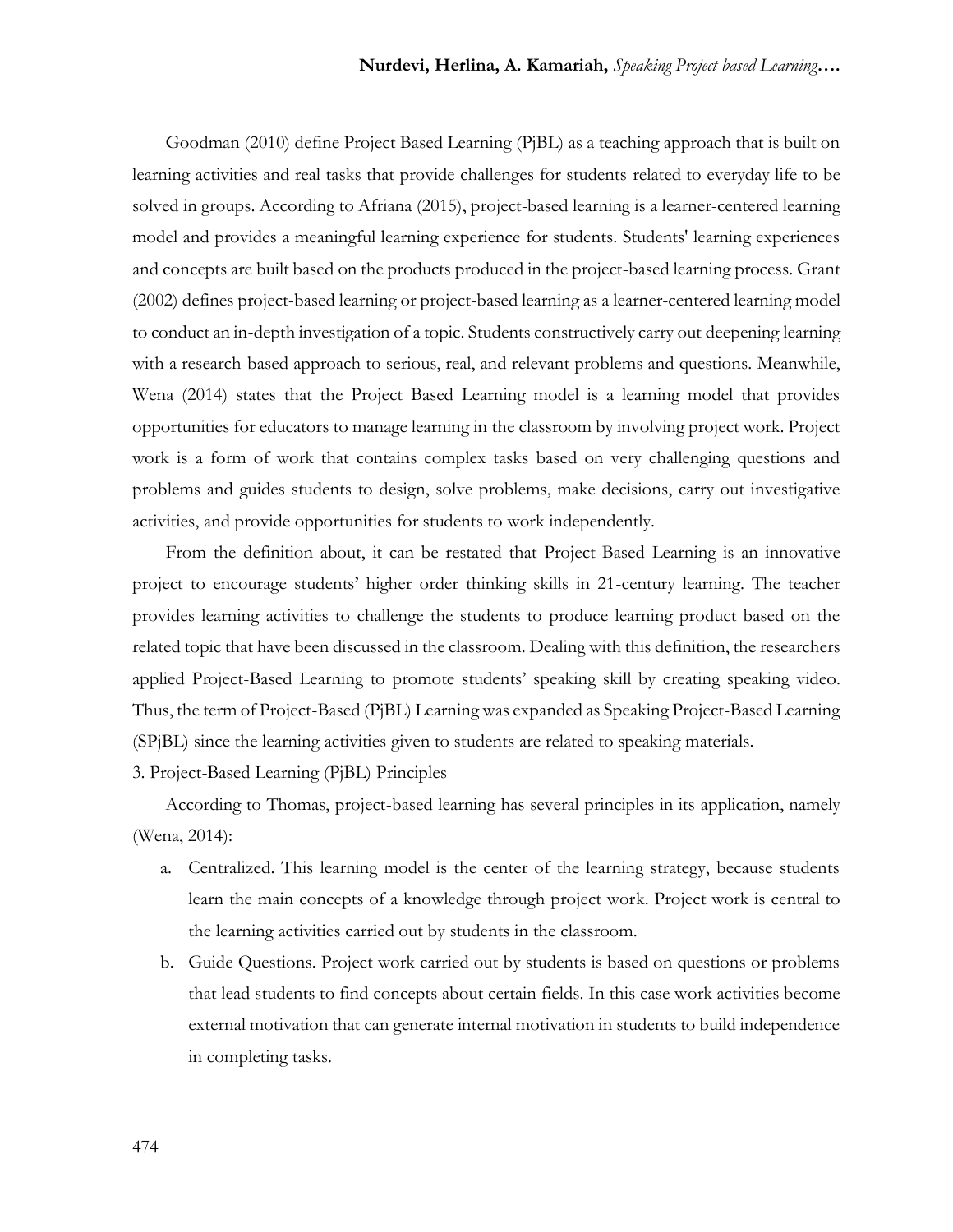Goodman (2010) define Project Based Learning (PjBL) as a teaching approach that is built on learning activities and real tasks that provide challenges for students related to everyday life to be solved in groups. According to Afriana (2015), project-based learning is a learner-centered learning model and provides a meaningful learning experience for students. Students' learning experiences and concepts are built based on the products produced in the project-based learning process. Grant (2002) defines project-based learning or project-based learning as a learner-centered learning model to conduct an in-depth investigation of a topic. Students constructively carry out deepening learning with a research-based approach to serious, real, and relevant problems and questions. Meanwhile, Wena (2014) states that the Project Based Learning model is a learning model that provides opportunities for educators to manage learning in the classroom by involving project work. Project work is a form of work that contains complex tasks based on very challenging questions and problems and guides students to design, solve problems, make decisions, carry out investigative activities, and provide opportunities for students to work independently.

From the definition about, it can be restated that Project-Based Learning is an innovative project to encourage students' higher order thinking skills in 21-century learning. The teacher provides learning activities to challenge the students to produce learning product based on the related topic that have been discussed in the classroom. Dealing with this definition, the researchers applied Project-Based Learning to promote students' speaking skill by creating speaking video. Thus, the term of Project-Based (PjBL) Learning was expanded as Speaking Project-Based Learning (SPjBL) since the learning activities given to students are related to speaking materials.

3. Project-Based Learning (PjBL) Principles

According to Thomas, project-based learning has several principles in its application, namely (Wena, 2014):

a. Centralized. This learning model is the center of the learning strategy, because students learn the main concepts of a knowledge through project work. Project work is central to the learning activities carried out by students in the classroom.
b. Guide Questions. Project work carried out by students is based on questions or problems that lead students to find concepts about certain fields. In this case work activities become external motivation that can generate internal motivation in students to build independence in completing tasks.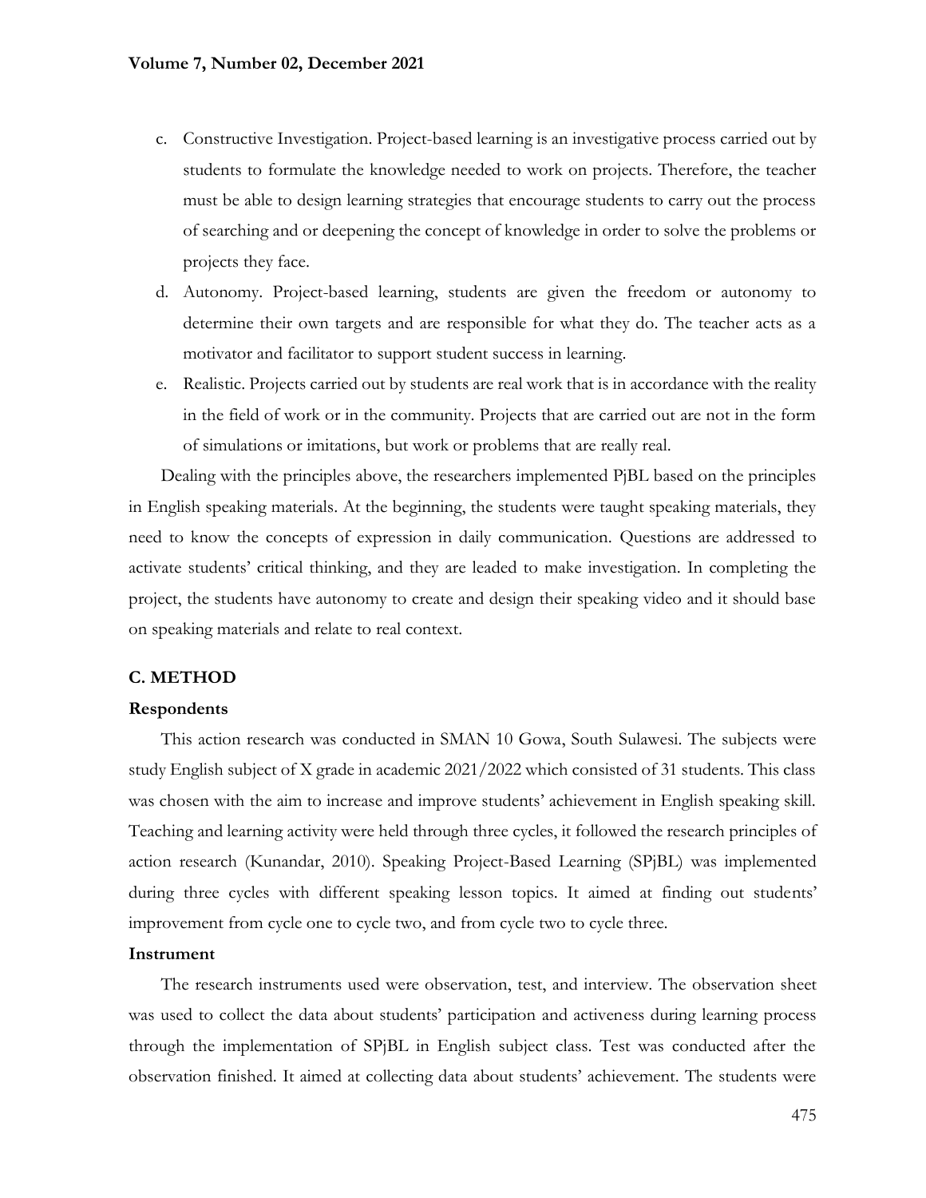c. Constructive Investigation. Project-based learning is an investigative process carried out by students to formulate the knowledge needed to work on projects. Therefore, the teacher must be able to design learning strategies that encourage students to carry out the process of searching and or deepening the concept of knowledge in order to solve the problems or projects they face.
d. Autonomy. Project-based learning, students are given the freedom or autonomy to determine their own targets and are responsible for what they do. The teacher acts as a motivator and facilitator to support student success in learning.
e. Realistic. Projects carried out by students are real work that is in accordance with the reality in the field of work or in the community. Projects that are carried out are not in the form of simulations or imitations, but work or problems that are really real.

Dealing with the principles above, the researchers implemented PjBL based on the principles in English speaking materials. At the beginning, the students were taught speaking materials, they need to know the concepts of expression in daily communication. Questions are addressed to activate students' critical thinking, and they are leaded to make investigation. In completing the project, the students have autonomy to create and design their speaking video and it should base on speaking materials and relate to real context.

## C. METHOD

### Respondents

This action research was conducted in SMAN 10 Gowa, South Sulawesi. The subjects were study English subject of X grade in academic 2021/2022 which consisted of 31 students. This class was chosen with the aim to increase and improve students' achievement in English speaking skill. Teaching and learning activity were held through three cycles, it followed the research principles of action research (Kunandar, 2010). Speaking Project-Based Learning (SPjBL) was implemented during three cycles with different speaking lesson topics. It aimed at finding out students' improvement from cycle one to cycle two, and from cycle two to cycle three.

### Instrument

The research instruments used were observation, test, and interview. The observation sheet was used to collect the data about students' participation and activeness during learning process through the implementation of SPjBL in English subject class. Test was conducted after the observation finished. It aimed at collecting data about students' achievement. The students were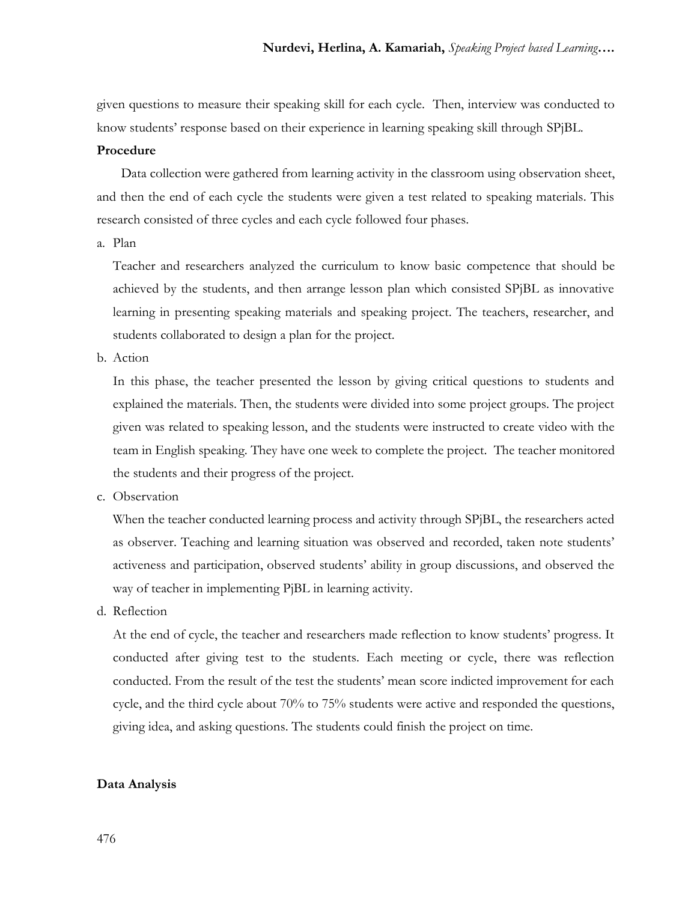given questions to measure their speaking skill for each cycle. Then, interview was conducted to know students' response based on their experience in learning speaking skill through SPjBL.

**Procedure**

Data collection were gathered from learning activity in the classroom using observation sheet, and then the end of each cycle the students were given a test related to speaking materials. This research consisted of three cycles and each cycle followed four phases.

a. Plan

   Teacher and researchers analyzed the curriculum to know basic competence that should be achieved by the students, and then arrange lesson plan which consisted SPjBL as innovative learning in presenting speaking materials and speaking project. The teachers, researcher, and students collaborated to design a plan for the project.

b. Action

   In this phase, the teacher presented the lesson by giving critical questions to students and explained the materials. Then, the students were divided into some project groups. The project given was related to speaking lesson, and the students were instructed to create video with the team in English speaking. They have one week to complete the project. The teacher monitored the students and their progress of the project.

c. Observation

   When the teacher conducted learning process and activity through SPjBL, the researchers acted as observer. Teaching and learning situation was observed and recorded, taken note students' activeness and participation, observed students' ability in group discussions, and observed the way of teacher in implementing PjBL in learning activity.

d. Reflection

   At the end of cycle, the teacher and researchers made reflection to know students' progress. It conducted after giving test to the students. Each meeting or cycle, there was reflection conducted. From the result of the test the students' mean score indicted improvement for each cycle, and the third cycle about 70% to 75% students were active and responded the questions, giving idea, and asking questions. The students could finish the project on time.

**Data Analysis**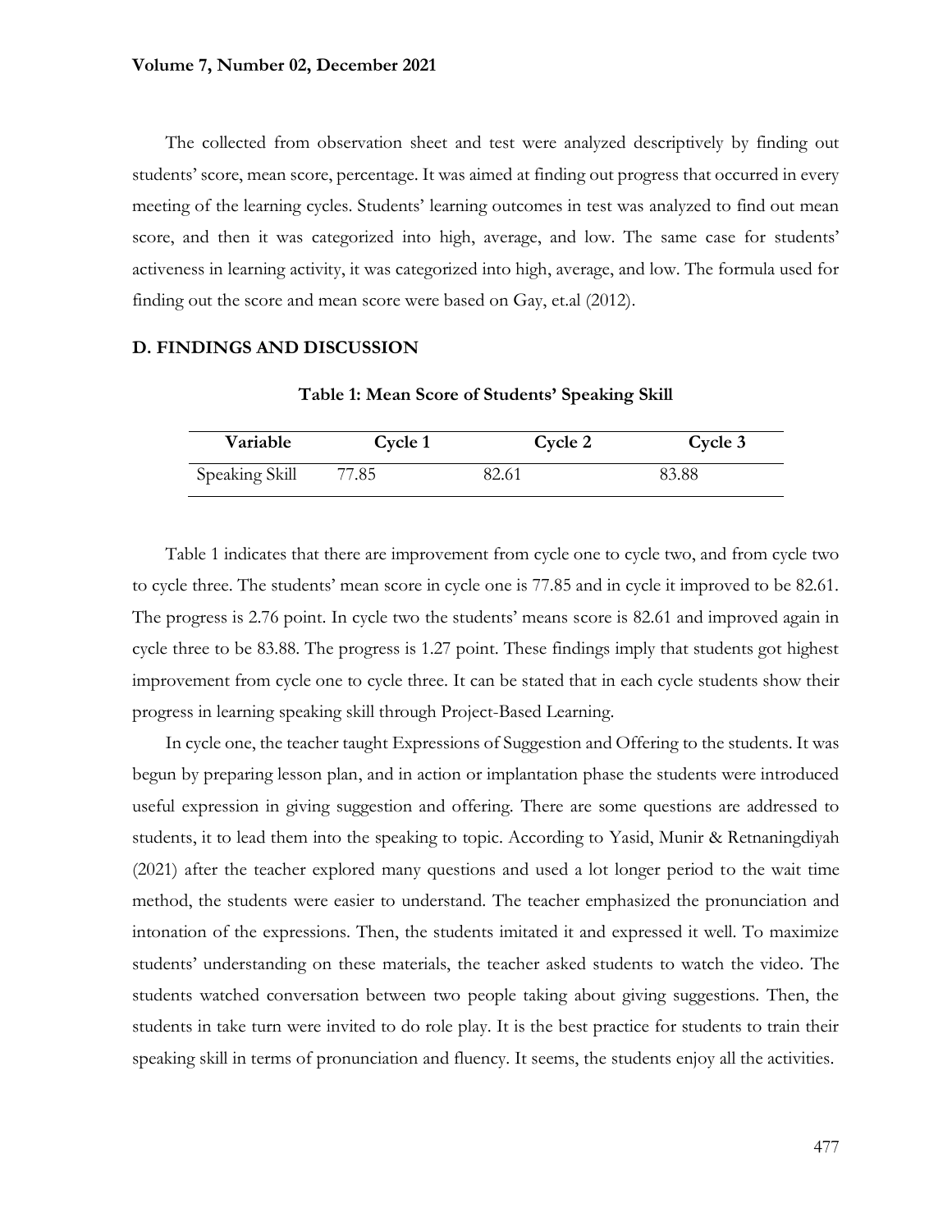The collected from observation sheet and test were analyzed descriptively by finding out students' score, mean score, percentage. It was aimed at finding out progress that occurred in every meeting of the learning cycles. Students' learning outcomes in test was analyzed to find out mean score, and then it was categorized into high, average, and low. The same case for students' activeness in learning activity, it was categorized into high, average, and low. The formula used for finding out the score and mean score were based on Gay, et.al (2012).

## D. FINDINGS AND DISCUSSION

**Table 1: Mean Score of Students' Speaking Skill**

| Variable | Cycle 1 | Cycle 2 | Cycle 3 |
|---|---|---|---|
| Speaking Skill | 77.85 | 82.61 | 83.88 |

Table 1 indicates that there are improvement from cycle one to cycle two, and from cycle two to cycle three. The students' mean score in cycle one is 77.85 and in cycle it improved to be 82.61. The progress is 2.76 point. In cycle two the students' means score is 82.61 and improved again in cycle three to be 83.88. The progress is 1.27 point. These findings imply that students got highest improvement from cycle one to cycle three. It can be stated that in each cycle students show their progress in learning speaking skill through Project-Based Learning.

In cycle one, the teacher taught Expressions of Suggestion and Offering to the students. It was begun by preparing lesson plan, and in action or implantation phase the students were introduced useful expression in giving suggestion and offering. There are some questions are addressed to students, it to lead them into the speaking to topic. According to Yasid, Munir & Retnaningdiyah (2021) after the teacher explored many questions and used a lot longer period to the wait time method, the students were easier to understand. The teacher emphasized the pronunciation and intonation of the expressions. Then, the students imitated it and expressed it well. To maximize students' understanding on these materials, the teacher asked students to watch the video. The students watched conversation between two people taking about giving suggestions. Then, the students in take turn were invited to do role play. It is the best practice for students to train their speaking skill in terms of pronunciation and fluency. It seems, the students enjoy all the activities.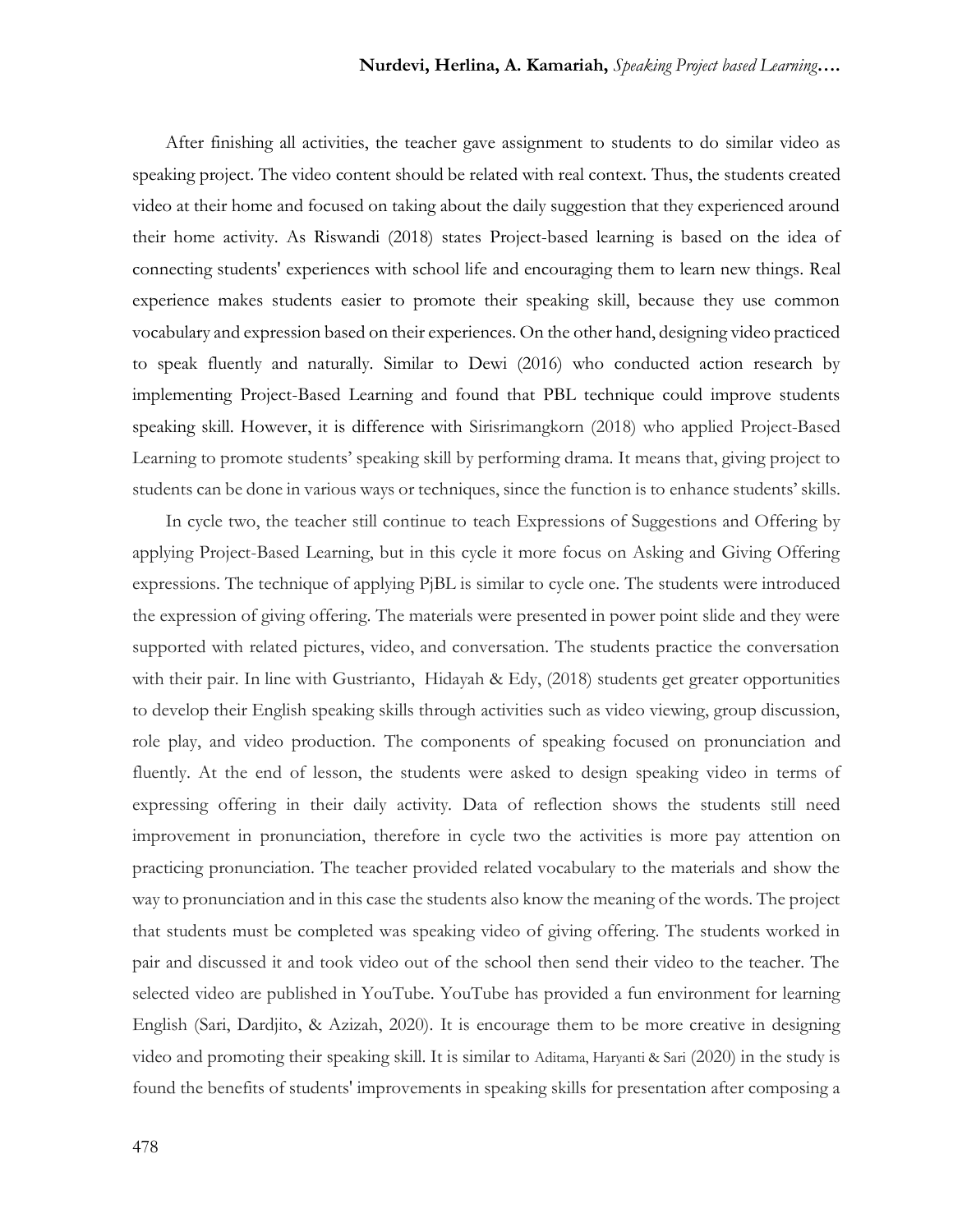After finishing all activities, the teacher gave assignment to students to do similar video as speaking project. The video content should be related with real context. Thus, the students created video at their home and focused on taking about the daily suggestion that they experienced around their home activity. As Riswandi (2018) states Project-based learning is based on the idea of connecting students' experiences with school life and encouraging them to learn new things. Real experience makes students easier to promote their speaking skill, because they use common vocabulary and expression based on their experiences. On the other hand, designing video practiced to speak fluently and naturally. Similar to Dewi (2016) who conducted action research by implementing Project-Based Learning and found that PBL technique could improve students speaking skill. However, it is difference with Sirisrimangkorn (2018) who applied Project-Based Learning to promote students' speaking skill by performing drama. It means that, giving project to students can be done in various ways or techniques, since the function is to enhance students' skills.

In cycle two, the teacher still continue to teach Expressions of Suggestions and Offering by applying Project-Based Learning, but in this cycle it more focus on Asking and Giving Offering expressions. The technique of applying PjBL is similar to cycle one. The students were introduced the expression of giving offering. The materials were presented in power point slide and they were supported with related pictures, video, and conversation. The students practice the conversation with their pair. In line with Gustrianto, Hidayah & Edy, (2018) students get greater opportunities to develop their English speaking skills through activities such as video viewing, group discussion, role play, and video production. The components of speaking focused on pronunciation and fluently. At the end of lesson, the students were asked to design speaking video in terms of expressing offering in their daily activity. Data of reflection shows the students still need improvement in pronunciation, therefore in cycle two the activities is more pay attention on practicing pronunciation. The teacher provided related vocabulary to the materials and show the way to pronunciation and in this case the students also know the meaning of the words. The project that students must be completed was speaking video of giving offering. The students worked in pair and discussed it and took video out of the school then send their video to the teacher. The selected video are published in YouTube. YouTube has provided a fun environment for learning English (Sari, Dardjito, & Azizah, 2020). It is encourage them to be more creative in designing video and promoting their speaking skill. It is similar to Aditama, Haryanti & Sari (2020) in the study is found the benefits of students' improvements in speaking skills for presentation after composing a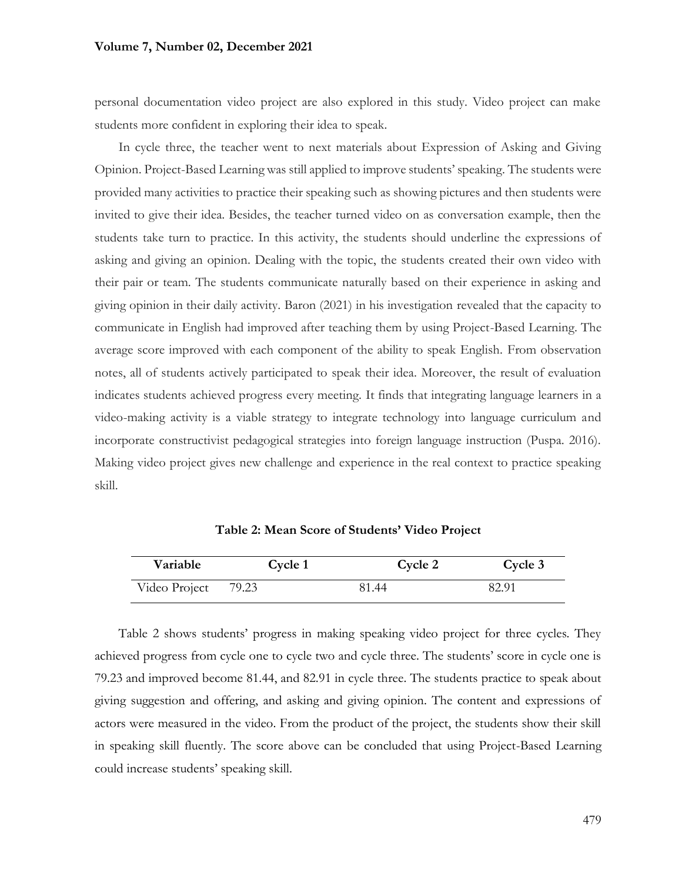personal documentation video project are also explored in this study. Video project can make students more confident in exploring their idea to speak.

In cycle three, the teacher went to next materials about Expression of Asking and Giving Opinion. Project-Based Learning was still applied to improve students' speaking. The students were provided many activities to practice their speaking such as showing pictures and then students were invited to give their idea. Besides, the teacher turned video on as conversation example, then the students take turn to practice. In this activity, the students should underline the expressions of asking and giving an opinion. Dealing with the topic, the students created their own video with their pair or team. The students communicate naturally based on their experience in asking and giving opinion in their daily activity. Baron (2021) in his investigation revealed that the capacity to communicate in English had improved after teaching them by using Project-Based Learning. The average score improved with each component of the ability to speak English. From observation notes, all of students actively participated to speak their idea. Moreover, the result of evaluation indicates students achieved progress every meeting. It finds that integrating language learners in a video-making activity is a viable strategy to integrate technology into language curriculum and incorporate constructivist pedagogical strategies into foreign language instruction (Puspa. 2016). Making video project gives new challenge and experience in the real context to practice speaking skill.

**Table 2: Mean Score of Students' Video Project**

| Variable | Cycle 1 | Cycle 2 | Cycle 3 |
|---|---|---|---|
| Video Project | 79.23 | 81.44 | 82.91 |

Table 2 shows students' progress in making speaking video project for three cycles. They achieved progress from cycle one to cycle two and cycle three. The students' score in cycle one is 79.23 and improved become 81.44, and 82.91 in cycle three. The students practice to speak about giving suggestion and offering, and asking and giving opinion. The content and expressions of actors were measured in the video. From the product of the project, the students show their skill in speaking skill fluently. The score above can be concluded that using Project-Based Learning could increase students' speaking skill.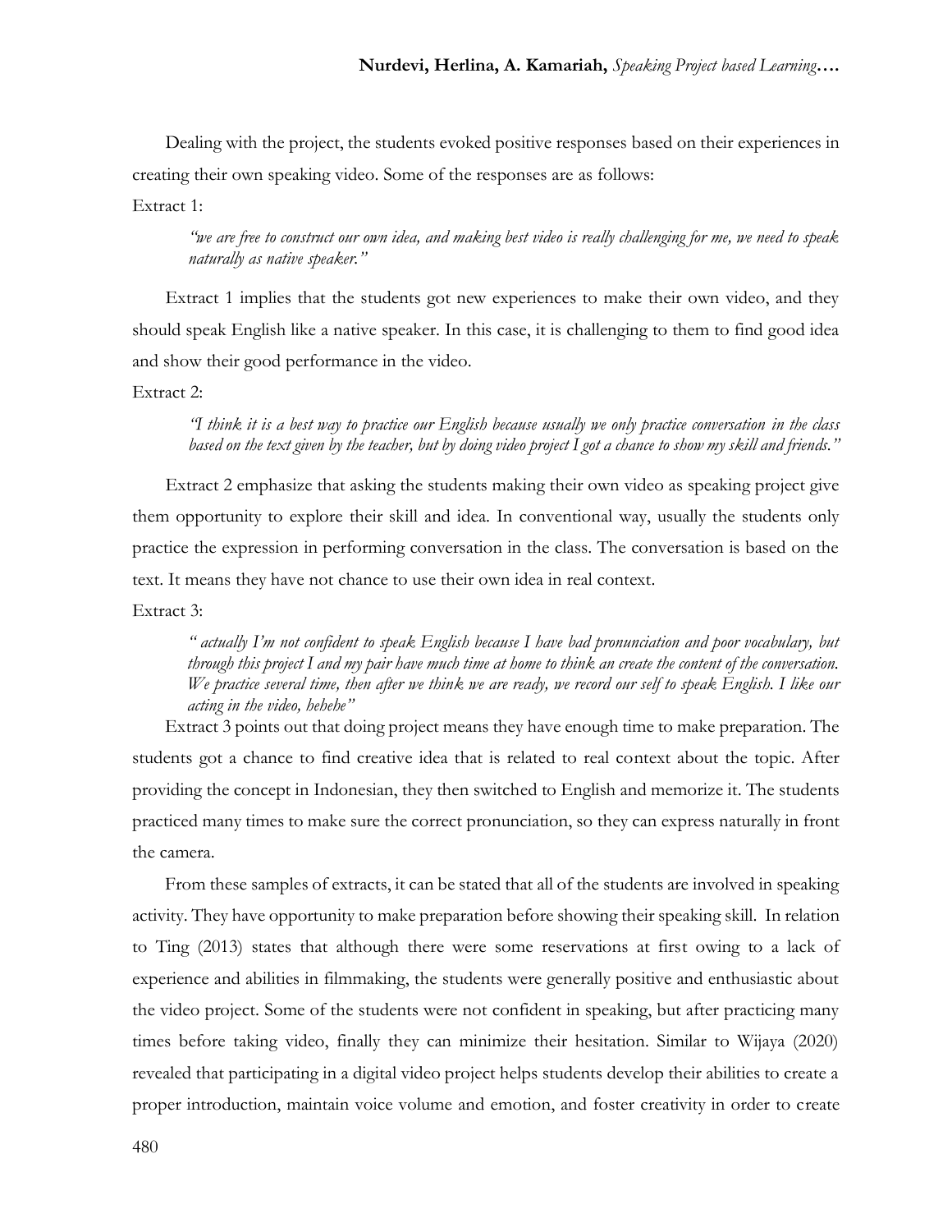Dealing with the project, the students evoked positive responses based on their experiences in creating their own speaking video. Some of the responses are as follows:

Extract 1:

> *"we are free to construct our own idea, and making best video is really challenging for me, we need to speak naturally as native speaker."*

Extract 1 implies that the students got new experiences to make their own video, and they should speak English like a native speaker. In this case, it is challenging to them to find good idea and show their good performance in the video.

Extract 2:

> *"I think it is a best way to practice our English because usually we only practice conversation in the class based on the text given by the teacher, but by doing video project I got a chance to show my skill and friends."*

Extract 2 emphasize that asking the students making their own video as speaking project give them opportunity to explore their skill and idea. In conventional way, usually the students only practice the expression in performing conversation in the class. The conversation is based on the text. It means they have not chance to use their own idea in real context.

Extract 3:

> *" actually I'm not confident to speak English because I have bad pronunciation and poor vocabulary, but through this project I and my pair have much time at home to think an create the content of the conversation. We practice several time, then after we think we are ready, we record our self to speak English. I like our acting in the video, hehehe"*

Extract 3 points out that doing project means they have enough time to make preparation. The students got a chance to find creative idea that is related to real context about the topic. After providing the concept in Indonesian, they then switched to English and memorize it. The students practiced many times to make sure the correct pronunciation, so they can express naturally in front the camera.

From these samples of extracts, it can be stated that all of the students are involved in speaking activity. They have opportunity to make preparation before showing their speaking skill. In relation to Ting (2013) states that although there were some reservations at first owing to a lack of experience and abilities in filmmaking, the students were generally positive and enthusiastic about the video project. Some of the students were not confident in speaking, but after practicing many times before taking video, finally they can minimize their hesitation. Similar to Wijaya (2020) revealed that participating in a digital video project helps students develop their abilities to create a proper introduction, maintain voice volume and emotion, and foster creativity in order to create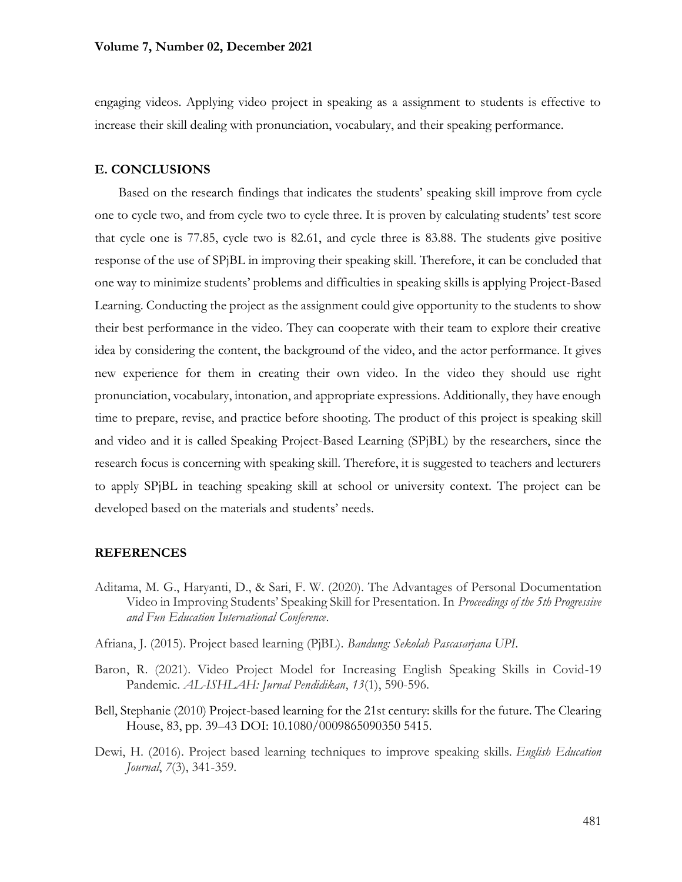engaging videos. Applying video project in speaking as a assignment to students is effective to increase their skill dealing with pronunciation, vocabulary, and their speaking performance.

## E. CONCLUSIONS

Based on the research findings that indicates the students' speaking skill improve from cycle one to cycle two, and from cycle two to cycle three. It is proven by calculating students' test score that cycle one is 77.85, cycle two is 82.61, and cycle three is 83.88. The students give positive response of the use of SPjBL in improving their speaking skill. Therefore, it can be concluded that one way to minimize students' problems and difficulties in speaking skills is applying Project-Based Learning. Conducting the project as the assignment could give opportunity to the students to show their best performance in the video. They can cooperate with their team to explore their creative idea by considering the content, the background of the video, and the actor performance. It gives new experience for them in creating their own video. In the video they should use right pronunciation, vocabulary, intonation, and appropriate expressions. Additionally, they have enough time to prepare, revise, and practice before shooting. The product of this project is speaking skill and video and it is called Speaking Project-Based Learning (SPjBL) by the researchers, since the research focus is concerning with speaking skill. Therefore, it is suggested to teachers and lecturers to apply SPjBL in teaching speaking skill at school or university context. The project can be developed based on the materials and students' needs.

## REFERENCES

Aditama, M. G., Haryanti, D., & Sari, F. W. (2020). The Advantages of Personal Documentation Video in Improving Students' Speaking Skill for Presentation. In *Proceedings of the 5th Progressive and Fun Education International Conference*.

Afriana, J. (2015). Project based learning (PjBL). *Bandung: Sekolah Pascasarjana UPI*.

Baron, R. (2021). Video Project Model for Increasing English Speaking Skills in Covid-19 Pandemic. *AL-ISHLAH: Jurnal Pendidikan*, *13*(1), 590-596.

Bell, Stephanie (2010) Project-based learning for the 21st century: skills for the future. The Clearing House, 83, pp. 39–43 DOI: 10.1080/0009865090350 5415.

Dewi, H. (2016). Project based learning techniques to improve speaking skills. *English Education Journal*, *7*(3), 341-359.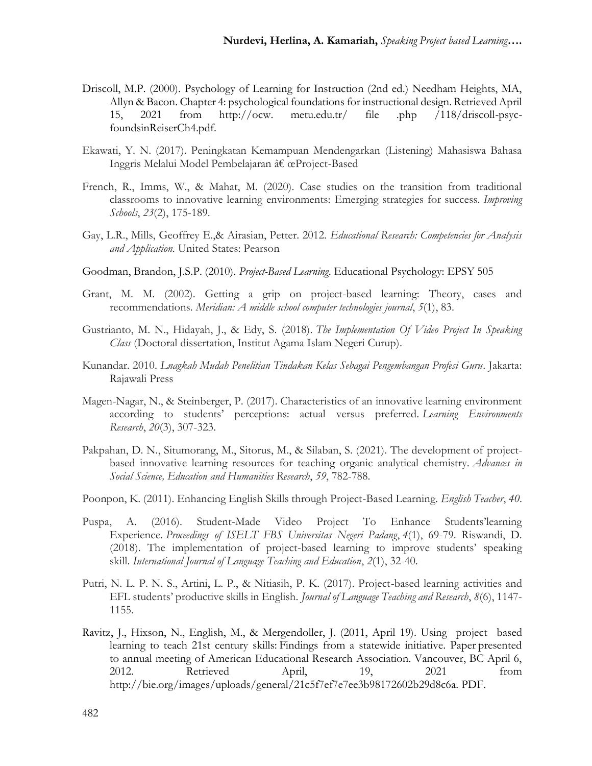Driscoll, M.P. (2000). Psychology of Learning for Instruction (2nd ed.) Needham Heights, MA, Allyn & Bacon. Chapter 4: psychological foundations for instructional design. Retrieved April 15, 2021 from http://ocw. metu.edu.tr/ file .php /118/driscoll-psyc-foundsinReiserCh4.pdf.

Ekawati, Y. N. (2017). Peningkatan Kemampuan Mendengarkan (Listening) Mahasiswa Bahasa Inggris Melalui Model Pembelajaran â€ œProject-Based

French, R., Imms, W., & Mahat, M. (2020). Case studies on the transition from traditional classrooms to innovative learning environments: Emerging strategies for success. *Improving Schools*, *23*(2), 175-189.

Gay, L.R., Mills, Geoffrey E.,& Airasian, Petter. 2012. *Educational Research: Competencies for Analysis and Application.* United States: Pearson

Goodman, Brandon, J.S.P. (2010). *Project-Based Learning*. Educational Psychology: EPSY 505

Grant, M. M. (2002). Getting a grip on project-based learning: Theory, cases and recommendations. *Meridian: A middle school computer technologies journal*, *5*(1), 83.

Gustrianto, M. N., Hidayah, J., & Edy, S. (2018). *The Implementation Of Video Project In Speaking Class* (Doctoral dissertation, Institut Agama Islam Negeri Curup).

Kunandar. 2010. *Lnagkah Mudah Penelitian Tindakan Kelas Sebagai Pengembangan Profesi Guru*. Jakarta: Rajawali Press

Magen-Nagar, N., & Steinberger, P. (2017). Characteristics of an innovative learning environment according to students' perceptions: actual versus preferred. *Learning Environments Research*, *20*(3), 307-323.

Pakpahan, D. N., Situmorang, M., Sitorus, M., & Silaban, S. (2021). The development of project-based innovative learning resources for teaching organic analytical chemistry. *Advances in Social Science, Education and Humanities Research*, *59*, 782-788.

Poonpon, K. (2011). Enhancing English Skills through Project-Based Learning. *English Teacher*, *40*.

Puspa, A. (2016). Student-Made Video Project To Enhance Students'learning Experience. *Proceedings of ISELT FBS Universitas Negeri Padang*, *4*(1), 69-79. Riswandi, D. (2018). The implementation of project-based learning to improve students' speaking skill. *International Journal of Language Teaching and Education*, *2*(1), 32-40.

Putri, N. L. P. N. S., Artini, L. P., & Nitiasih, P. K. (2017). Project-based learning activities and EFL students' productive skills in English. *Journal of Language Teaching and Research*, *8*(6), 1147-1155.

Ravitz, J., Hixson, N., English, M., & Mergendoller, J. (2011, April 19). Using project based learning to teach 21st century skills: Findings from a statewide initiative. Paper presented to annual meeting of American Educational Research Association. Vancouver, BC April 6, 2012. Retrieved April, 19, 2021 from http://bie.org/images/uploads/general/21c5f7ef7e7ee3b98172602b29d8c6a. PDF.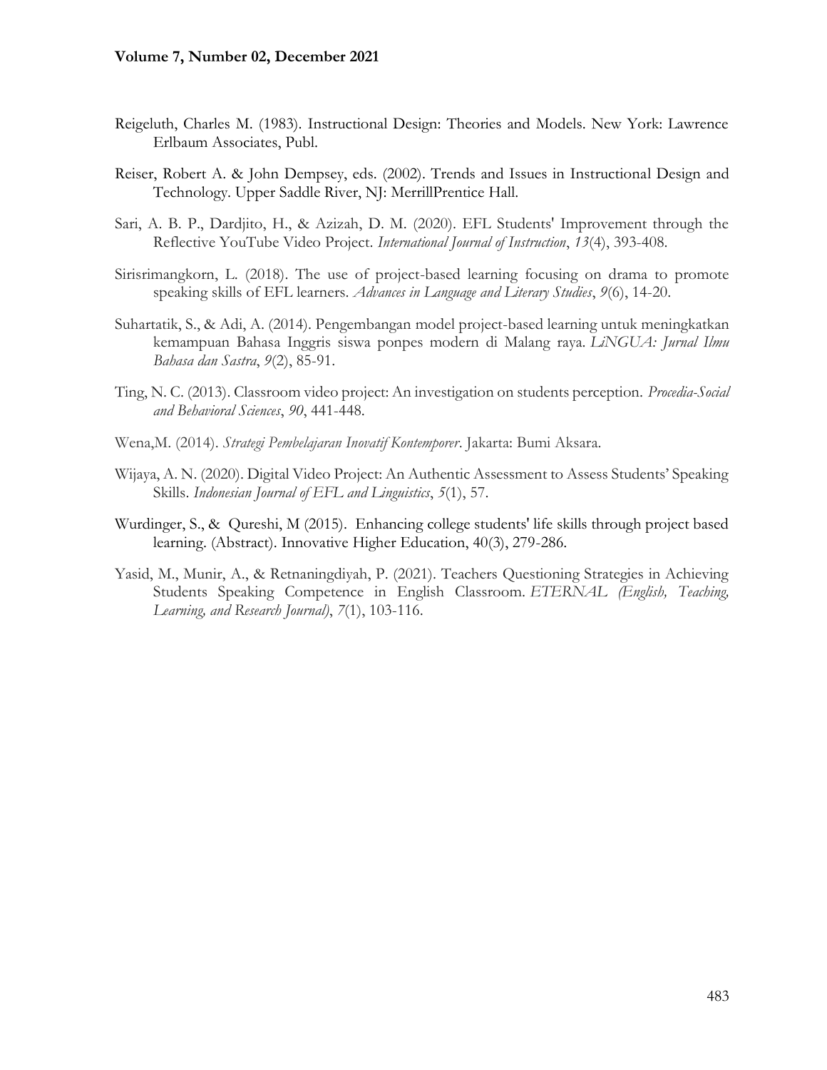Reigeluth, Charles M. (1983). Instructional Design: Theories and Models. New York: Lawrence Erlbaum Associates, Publ.

Reiser, Robert A. & John Dempsey, eds. (2002). Trends and Issues in Instructional Design and Technology. Upper Saddle River, NJ: MerrillPrentice Hall.

Sari, A. B. P., Dardjito, H., & Azizah, D. M. (2020). EFL Students' Improvement through the Reflective YouTube Video Project. *International Journal of Instruction*, *13*(4), 393-408.

Sirisrimangkorn, L. (2018). The use of project-based learning focusing on drama to promote speaking skills of EFL learners. *Advances in Language and Literary Studies*, *9*(6), 14-20.

Suhartatik, S., & Adi, A. (2014). Pengembangan model project-based learning untuk meningkatkan kemampuan Bahasa Inggris siswa ponpes modern di Malang raya. *LiNGUA: Jurnal Ilmu Bahasa dan Sastra*, *9*(2), 85-91.

Ting, N. C. (2013). Classroom video project: An investigation on students perception. *Procedia-Social and Behavioral Sciences*, *90*, 441-448.

Wena,M. (2014). *Strategi Pembelajaran Inovatif Kontemporer*. Jakarta: Bumi Aksara.

Wijaya, A. N. (2020). Digital Video Project: An Authentic Assessment to Assess Students' Speaking Skills. *Indonesian Journal of EFL and Linguistics*, *5*(1), 57.

Wurdinger, S., & Qureshi, M (2015). Enhancing college students' life skills through project based learning. (Abstract). Innovative Higher Education, 40(3), 279-286.

Yasid, M., Munir, A., & Retnaningdiyah, P. (2021). Teachers Questioning Strategies in Achieving Students Speaking Competence in English Classroom. *ETERNAL (English, Teaching, Learning, and Research Journal)*, *7*(1), 103-116.